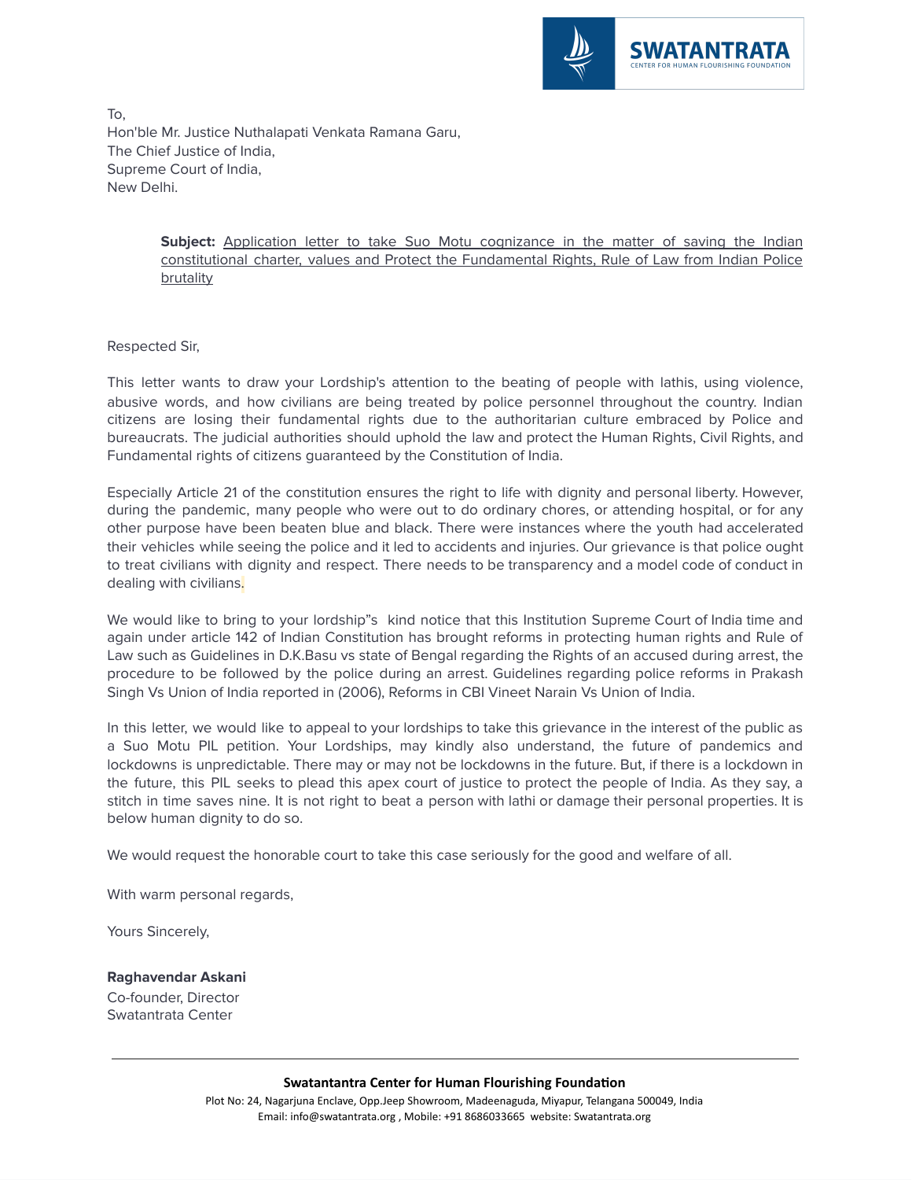SWATANTRATA
CENTER FOR HUMAN FLOURISHING FOUNDATION

To,
Hon'ble Mr. Justice Nuthalapati Venkata Ramana Garu,
The Chief Justice of India,
Supreme Court of India,
New Delhi.

**Subject:** Application letter to take Suo Motu cognizance in the matter of saving the Indian constitutional charter, values and Protect the Fundamental Rights, Rule of Law from Indian Police brutality

Respected Sir,

This letter wants to draw your Lordship's attention to the beating of people with lathis, using violence, abusive words, and how civilians are being treated by police personnel throughout the country. Indian citizens are losing their fundamental rights due to the authoritarian culture embraced by Police and bureaucrats. The judicial authorities should uphold the law and protect the Human Rights, Civil Rights, and Fundamental rights of citizens guaranteed by the Constitution of India.

Especially Article 21 of the constitution ensures the right to life with dignity and personal liberty. However, during the pandemic, many people who were out to do ordinary chores, or attending hospital, or for any other purpose have been beaten blue and black. There were instances where the youth had accelerated their vehicles while seeing the police and it led to accidents and injuries. Our grievance is that police ought to treat civilians with dignity and respect. There needs to be transparency and a model code of conduct in dealing with civilians.

We would like to bring to your lordship"s kind notice that this Institution Supreme Court of India time and again under article 142 of Indian Constitution has brought reforms in protecting human rights and Rule of Law such as Guidelines in D.K.Basu vs state of Bengal regarding the Rights of an accused during arrest, the procedure to be followed by the police during an arrest. Guidelines regarding police reforms in Prakash Singh Vs Union of India reported in (2006), Reforms in CBI Vineet Narain Vs Union of India.

In this letter, we would like to appeal to your lordships to take this grievance in the interest of the public as a Suo Motu PIL petition. Your Lordships, may kindly also understand, the future of pandemics and lockdowns is unpredictable. There may or may not be lockdowns in the future. But, if there is a lockdown in the future, this PIL seeks to plead this apex court of justice to protect the people of India. As they say, a stitch in time saves nine. It is not right to beat a person with lathi or damage their personal properties. It is below human dignity to do so.

We would request the honorable court to take this case seriously for the good and welfare of all.

With warm personal regards,

Yours Sincerely,

**Raghavendar Askani**
Co-founder, Director
Swatantrata Center

**Swatantantra Center for Human Flourishing Foundation**
Plot No: 24, Nagarjuna Enclave, Opp.Jeep Showroom, Madeenaguda, Miyapur, Telangana 500049, India
Email: info@swatantrata.org , Mobile: +91 8686033665 website: Swatantrata.org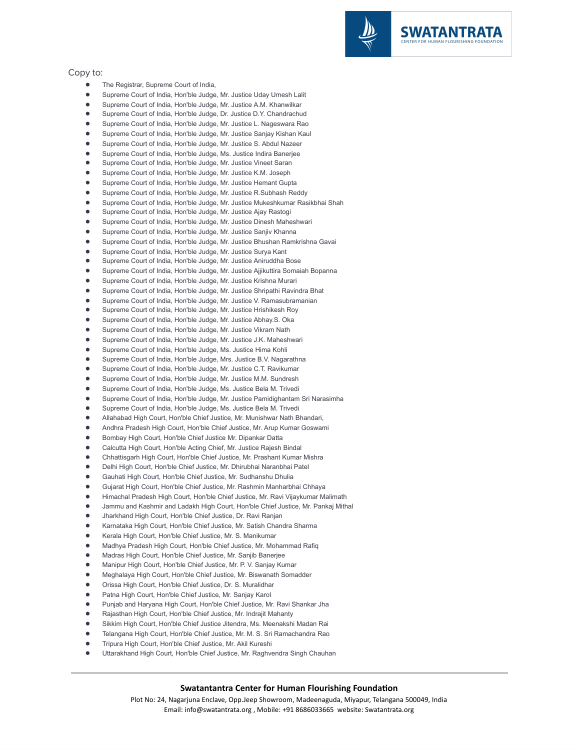Copy to:

- The Registrar, Supreme Court of India,
- Supreme Court of India, Hon'ble Judge, Mr. Justice Uday Umesh Lalit
- Supreme Court of India, Hon'ble Judge, Mr. Justice A.M. Khanwilkar
- Supreme Court of India, Hon'ble Judge, Dr. Justice D.Y. Chandrachud
- Supreme Court of India, Hon'ble Judge, Mr. Justice L. Nageswara Rao
- Supreme Court of India, Hon'ble Judge, Mr. Justice Sanjay Kishan Kaul
- Supreme Court of India, Hon'ble Judge, Mr. Justice S. Abdul Nazeer
- Supreme Court of India, Hon'ble Judge, Ms. Justice Indira Banerjee
- Supreme Court of India, Hon'ble Judge, Mr. Justice Vineet Saran
- Supreme Court of India, Hon'ble Judge, Mr. Justice K.M. Joseph
- Supreme Court of India, Hon'ble Judge, Mr. Justice Hemant Gupta
- Supreme Court of India, Hon'ble Judge, Mr. Justice R.Subhash Reddy
- Supreme Court of India, Hon'ble Judge, Mr. Justice Mukeshkumar Rasikbhai Shah
- Supreme Court of India, Hon'ble Judge, Mr. Justice Ajay Rastogi
- Supreme Court of India, Hon'ble Judge, Mr. Justice Dinesh Maheshwari
- Supreme Court of India, Hon'ble Judge, Mr. Justice Sanjiv Khanna
- Supreme Court of India, Hon'ble Judge, Mr. Justice Bhushan Ramkrishna Gavai
- Supreme Court of India, Hon'ble Judge, Mr. Justice Surya Kant
- Supreme Court of India, Hon'ble Judge, Mr. Justice Aniruddha Bose
- Supreme Court of India, Hon'ble Judge, Mr. Justice Ajjikuttira Somaiah Bopanna
- Supreme Court of India, Hon'ble Judge, Mr. Justice Krishna Murari
- Supreme Court of India, Hon'ble Judge, Mr. Justice Shripathi Ravindra Bhat
- Supreme Court of India, Hon'ble Judge, Mr. Justice V. Ramasubramanian
- Supreme Court of India, Hon'ble Judge, Mr. Justice Hrishikesh Roy
- Supreme Court of India, Hon'ble Judge, Mr. Justice Abhay.S. Oka
- Supreme Court of India, Hon'ble Judge, Mr. Justice Vikram Nath
- Supreme Court of India, Hon'ble Judge, Mr. Justice J.K. Maheshwari
- Supreme Court of India, Hon'ble Judge, Ms. Justice Hima Kohli
- Supreme Court of India, Hon'ble Judge, Mrs. Justice B.V. Nagarathna
- Supreme Court of India, Hon'ble Judge, Mr. Justice C.T. Ravikumar
- Supreme Court of India, Hon'ble Judge, Mr. Justice M.M. Sundresh
- Supreme Court of India, Hon'ble Judge, Ms. Justice Bela M. Trivedi
- Supreme Court of India, Hon'ble Judge, Mr. Justice Pamidighantam Sri Narasimha
- Supreme Court of India, Hon'ble Judge, Ms. Justice Bela M. Trivedi
- Allahabad High Court, Hon'ble Chief Justice, Mr. Munishwar Nath Bhandari,
- Andhra Pradesh High Court, Hon'ble Chief Justice, Mr. Arup Kumar Goswami
- Bombay High Court, Hon'ble Chief Justice Mr. Dipankar Datta
- Calcutta High Court, Hon'ble Acting Chief, Mr. Justice Rajesh Bindal
- Chhattisgarh High Court, Hon'ble Chief Justice, Mr. Prashant Kumar Mishra
- Delhi High Court, Hon'ble Chief Justice, Mr. Dhirubhai Naranbhai Patel
- Gauhati High Court, Hon'ble Chief Justice, Mr. Sudhanshu Dhulia
- Gujarat High Court, Hon'ble Chief Justice, Mr. Rashmin Manharbhai Chhaya
- Himachal Pradesh High Court, Hon'ble Chief Justice, Mr. Ravi Vijaykumar Malimath
- Jammu and Kashmir and Ladakh High Court, Hon'ble Chief Justice, Mr. Pankaj Mithal
- Jharkhand High Court, Hon'ble Chief Justice, Dr. Ravi Ranjan
- Karnataka High Court, Hon'ble Chief Justice, Mr. Satish Chandra Sharma
- Kerala High Court, Hon'ble Chief Justice, Mr. S. Manikumar
- Madhya Pradesh High Court, Hon'ble Chief Justice, Mr. Mohammad Rafiq
- Madras High Court, Hon'ble Chief Justice, Mr. Sanjib Banerjee
- Manipur High Court, Hon'ble Chief Justice, Mr. P. V. Sanjay Kumar
- Meghalaya High Court, Hon'ble Chief Justice, Mr. Biswanath Somadder
- Orissa High Court, Hon'ble Chief Justice, Dr. S. Muralidhar
- Patna High Court, Hon'ble Chief Justice, Mr. Sanjay Karol
- Punjab and Haryana High Court, Hon'ble Chief Justice, Mr. Ravi Shankar Jha
- Rajasthan High Court, Hon'ble Chief Justice, Mr. Indrajit Mahanty
- Sikkim High Court, Hon'ble Chief Justice Jitendra, Ms. Meenakshi Madan Rai
- Telangana High Court, Hon'ble Chief Justice, Mr. M. S. Sri Ramachandra Rao
- Tripura High Court, Hon'ble Chief Justice, Mr. Akil Kureshi
- Uttarakhand High Court, Hon'ble Chief Justice, Mr. Raghvendra Singh Chauhan